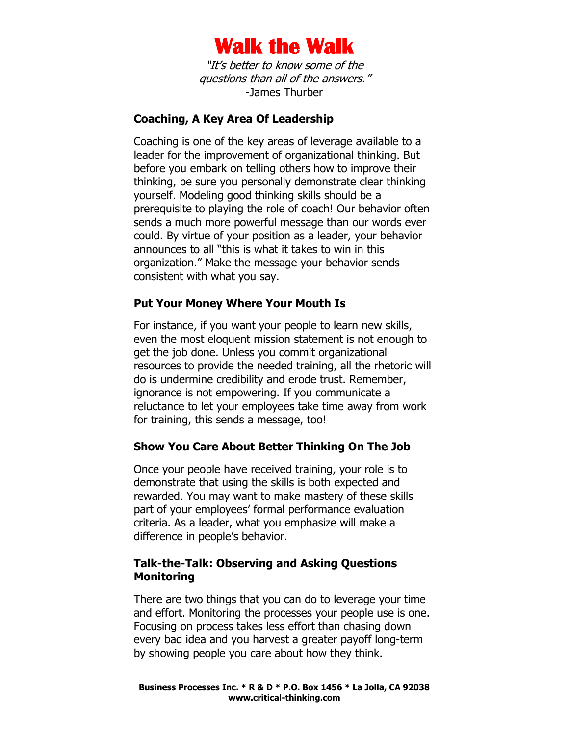# Walk the Walk

*"It's better to know some of the questions than all of the answers."*
-James Thurber

### Coaching, A Key Area Of Leadership

Coaching is one of the key areas of leverage available to a leader for the improvement of organizational thinking. But before you embark on telling others how to improve their thinking, be sure you personally demonstrate clear thinking yourself. Modeling good thinking skills should be a prerequisite to playing the role of coach! Our behavior often sends a much more powerful message than our words ever could. By virtue of your position as a leader, your behavior announces to all "this is what it takes to win in this organization." Make the message your behavior sends consistent with what you say.

### Put Your Money Where Your Mouth Is

For instance, if you want your people to learn new skills, even the most eloquent mission statement is not enough to get the job done. Unless you commit organizational resources to provide the needed training, all the rhetoric will do is undermine credibility and erode trust. Remember, ignorance is not empowering. If you communicate a reluctance to let your employees take time away from work for training, this sends a message, too!

### Show You Care About Better Thinking On The Job

Once your people have received training, your role is to demonstrate that using the skills is both expected and rewarded. You may want to make mastery of these skills part of your employees' formal performance evaluation criteria. As a leader, what you emphasize will make a difference in people's behavior.

### Talk-the-Talk: Observing and Asking Questions Monitoring

There are two things that you can do to leverage your time and effort. Monitoring the processes your people use is one. Focusing on process takes less effort than chasing down every bad idea and you harvest a greater payoff long-term by showing people you care about how they think.

**Business Processes Inc. * R & D * P.O. Box 1456 * La Jolla, CA 92038**
**www.critical-thinking.com**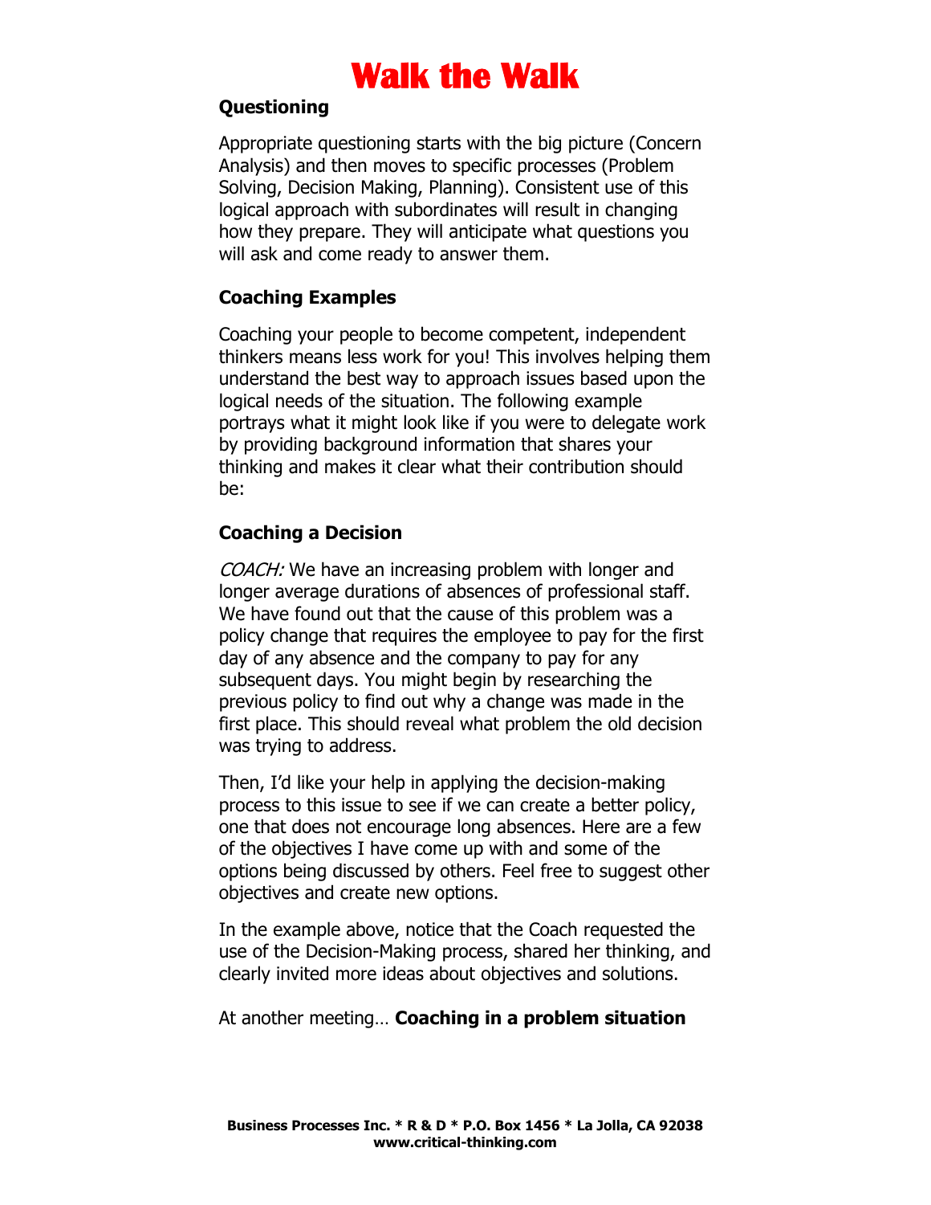# Walk the Walk

### Questioning

Appropriate questioning starts with the big picture (Concern Analysis) and then moves to specific processes (Problem Solving, Decision Making, Planning). Consistent use of this logical approach with subordinates will result in changing how they prepare. They will anticipate what questions you will ask and come ready to answer them.

### Coaching Examples

Coaching your people to become competent, independent thinkers means less work for you! This involves helping them understand the best way to approach issues based upon the logical needs of the situation. The following example portrays what it might look like if you were to delegate work by providing background information that shares your thinking and makes it clear what their contribution should be:

### Coaching a Decision

*COACH:* We have an increasing problem with longer and longer average durations of absences of professional staff. We have found out that the cause of this problem was a policy change that requires the employee to pay for the first day of any absence and the company to pay for any subsequent days. You might begin by researching the previous policy to find out why a change was made in the first place. This should reveal what problem the old decision was trying to address.

Then, I'd like your help in applying the decision-making process to this issue to see if we can create a better policy, one that does not encourage long absences. Here are a few of the objectives I have come up with and some of the options being discussed by others. Feel free to suggest other objectives and create new options.

In the example above, notice that the Coach requested the use of the Decision-Making process, shared her thinking, and clearly invited more ideas about objectives and solutions.

At another meeting… **Coaching in a problem situation**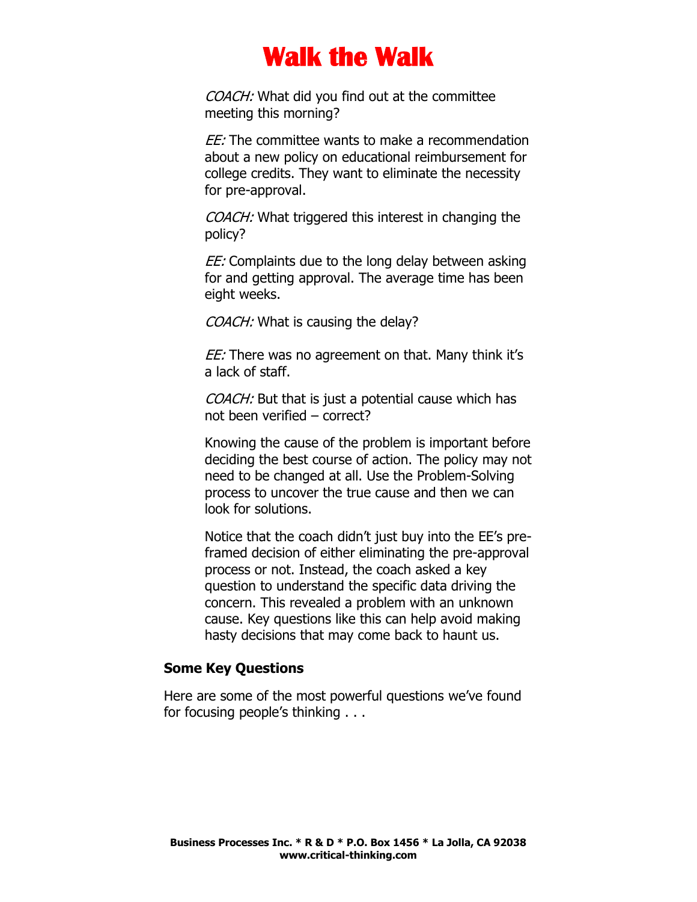# Walk the Walk

*COACH:* What did you find out at the committee meeting this morning?

*EE:* The committee wants to make a recommendation about a new policy on educational reimbursement for college credits. They want to eliminate the necessity for pre-approval.

*COACH:* What triggered this interest in changing the policy?

*EE:* Complaints due to the long delay between asking for and getting approval. The average time has been eight weeks.

*COACH:* What is causing the delay?

*EE:* There was no agreement on that. Many think it's a lack of staff.

*COACH:* But that is just a potential cause which has not been verified – correct?

Knowing the cause of the problem is important before deciding the best course of action. The policy may not need to be changed at all. Use the Problem-Solving process to uncover the true cause and then we can look for solutions.

Notice that the coach didn't just buy into the EE's pre-framed decision of either eliminating the pre-approval process or not. Instead, the coach asked a key question to understand the specific data driving the concern. This revealed a problem with an unknown cause. Key questions like this can help avoid making hasty decisions that may come back to haunt us.

**Some Key Questions**

Here are some of the most powerful questions we've found for focusing people's thinking . . .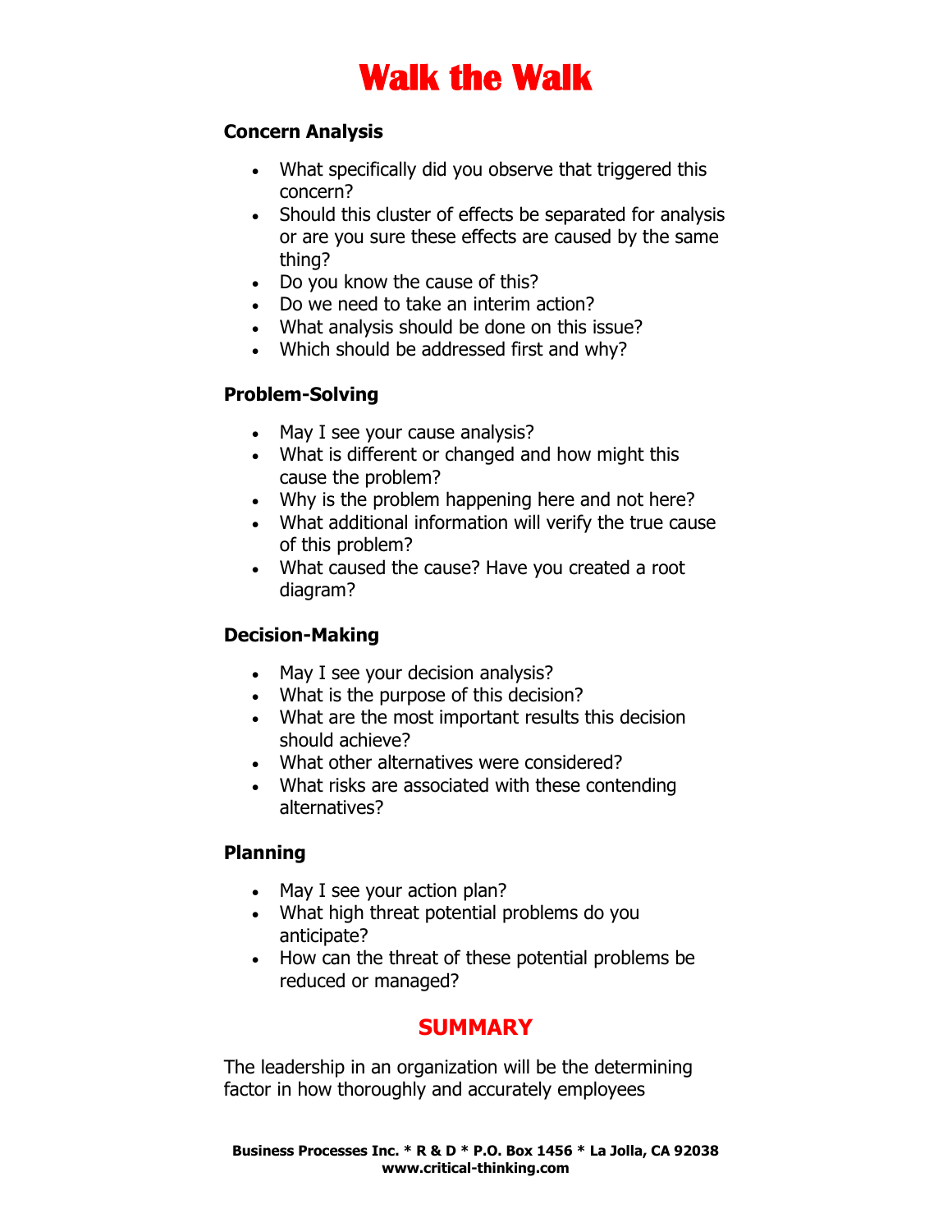# Walk the Walk

### Concern Analysis

- What specifically did you observe that triggered this concern?
- Should this cluster of effects be separated for analysis or are you sure these effects are caused by the same thing?
- Do you know the cause of this?
- Do we need to take an interim action?
- What analysis should be done on this issue?
- Which should be addressed first and why?

### Problem-Solving

- May I see your cause analysis?
- What is different or changed and how might this cause the problem?
- Why is the problem happening here and not here?
- What additional information will verify the true cause of this problem?
- What caused the cause? Have you created a root diagram?

### Decision-Making

- May I see your decision analysis?
- What is the purpose of this decision?
- What are the most important results this decision should achieve?
- What other alternatives were considered?
- What risks are associated with these contending alternatives?

### Planning

- May I see your action plan?
- What high threat potential problems do you anticipate?
- How can the threat of these potential problems be reduced or managed?

## SUMMARY

The leadership in an organization will be the determining factor in how thoroughly and accurately employees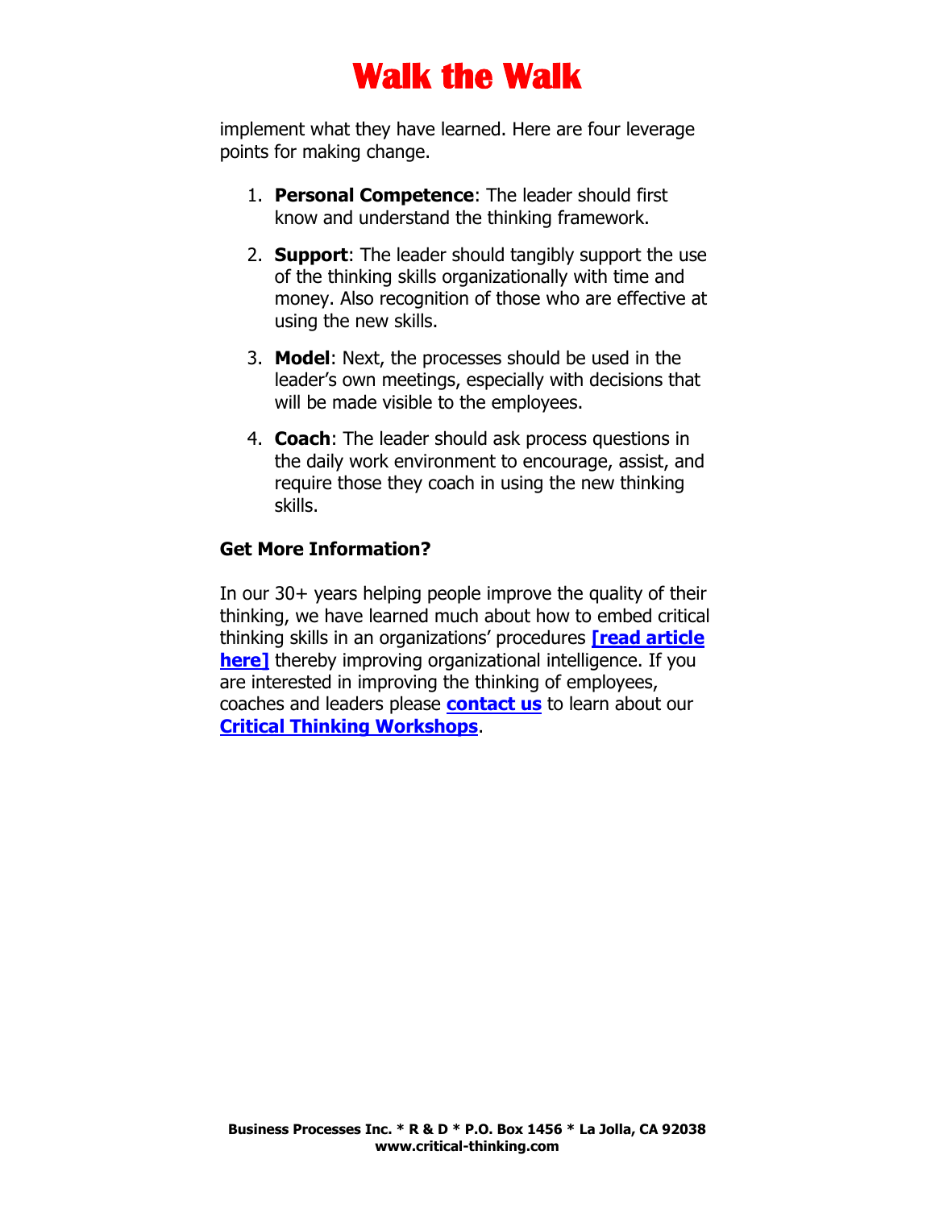implement what they have learned. Here are four leverage points for making change.

1. **Personal Competence**: The leader should first know and understand the thinking framework.
2. **Support**: The leader should tangibly support the use of the thinking skills organizationally with time and money. Also recognition of those who are effective at using the new skills.
3. **Model**: Next, the processes should be used in the leader's own meetings, especially with decisions that will be made visible to the employees.
4. **Coach**: The leader should ask process questions in the daily work environment to encourage, assist, and require those they coach in using the new thinking skills.

**Get More Information?**

In our 30+ years helping people improve the quality of their thinking, we have learned much about how to embed critical thinking skills in an organizations' procedures **[read article here]** thereby improving organizational intelligence. If you are interested in improving the thinking of employees, coaches and leaders please **contact us** to learn about our **Critical Thinking Workshops**.